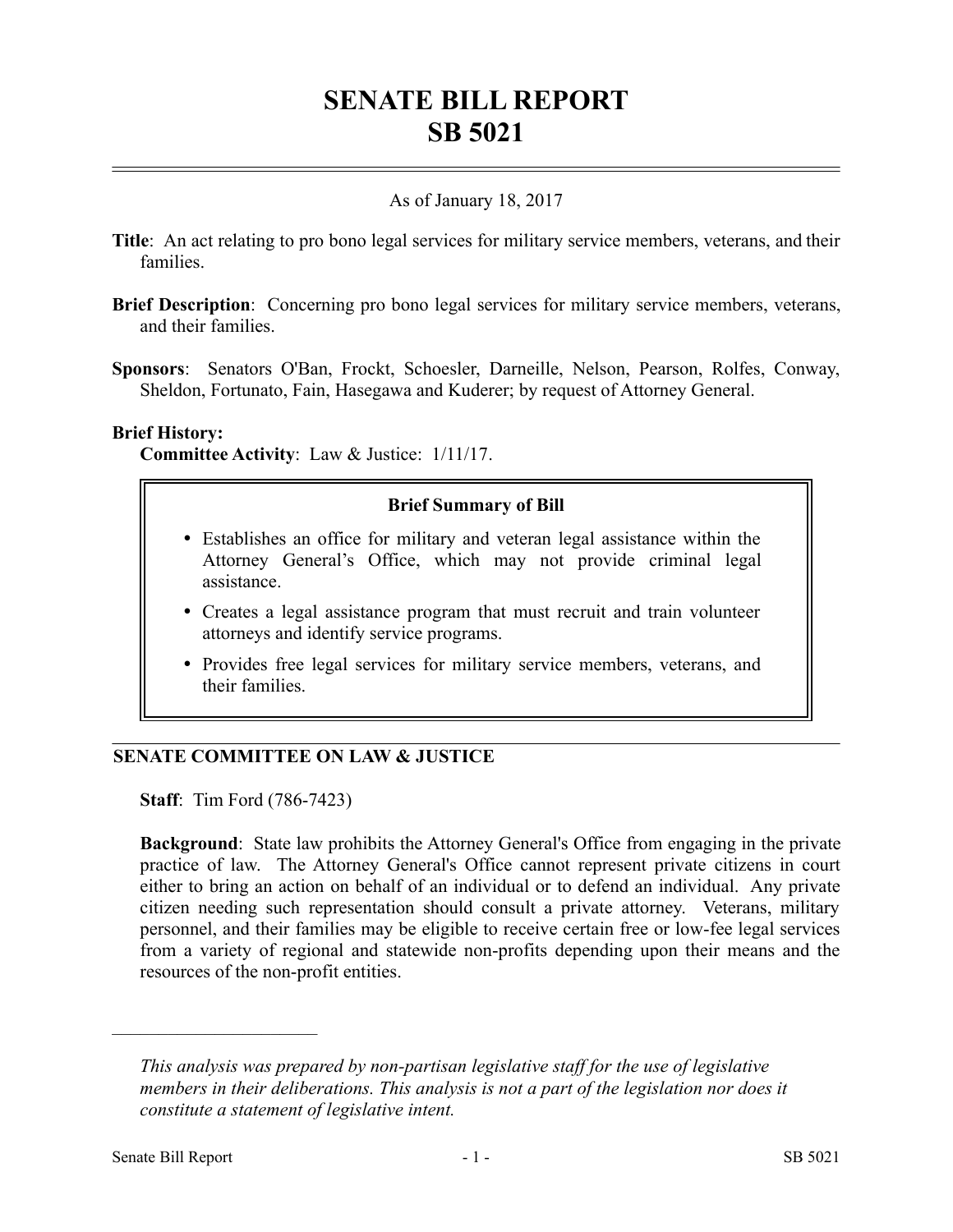# SENATE BILL REPORT
# SB 5021

As of January 18, 2017

**Title**: An act relating to pro bono legal services for military service members, veterans, and their families.

**Brief Description**: Concerning pro bono legal services for military service members, veterans, and their families.

**Sponsors**: Senators O'Ban, Frockt, Schoesler, Darneille, Nelson, Pearson, Rolfes, Conway, Sheldon, Fortunato, Fain, Hasegawa and Kuderer; by request of Attorney General.

**Brief History:**

**Committee Activity**: Law & Justice: 1/11/17.

**Brief Summary of Bill**

- Establishes an office for military and veteran legal assistance within the Attorney General's Office, which may not provide criminal legal assistance.
- Creates a legal assistance program that must recruit and train volunteer attorneys and identify service programs.
- Provides free legal services for military service members, veterans, and their families.

## SENATE COMMITTEE ON LAW & JUSTICE

**Staff**: Tim Ford (786-7423)

**Background**: State law prohibits the Attorney General's Office from engaging in the private practice of law. The Attorney General's Office cannot represent private citizens in court either to bring an action on behalf of an individual or to defend an individual. Any private citizen needing such representation should consult a private attorney. Veterans, military personnel, and their families may be eligible to receive certain free or low-fee legal services from a variety of regional and statewide non-profits depending upon their means and the resources of the non-profit entities.

---

*This analysis was prepared by non-partisan legislative staff for the use of legislative members in their deliberations. This analysis is not a part of the legislation nor does it constitute a statement of legislative intent.*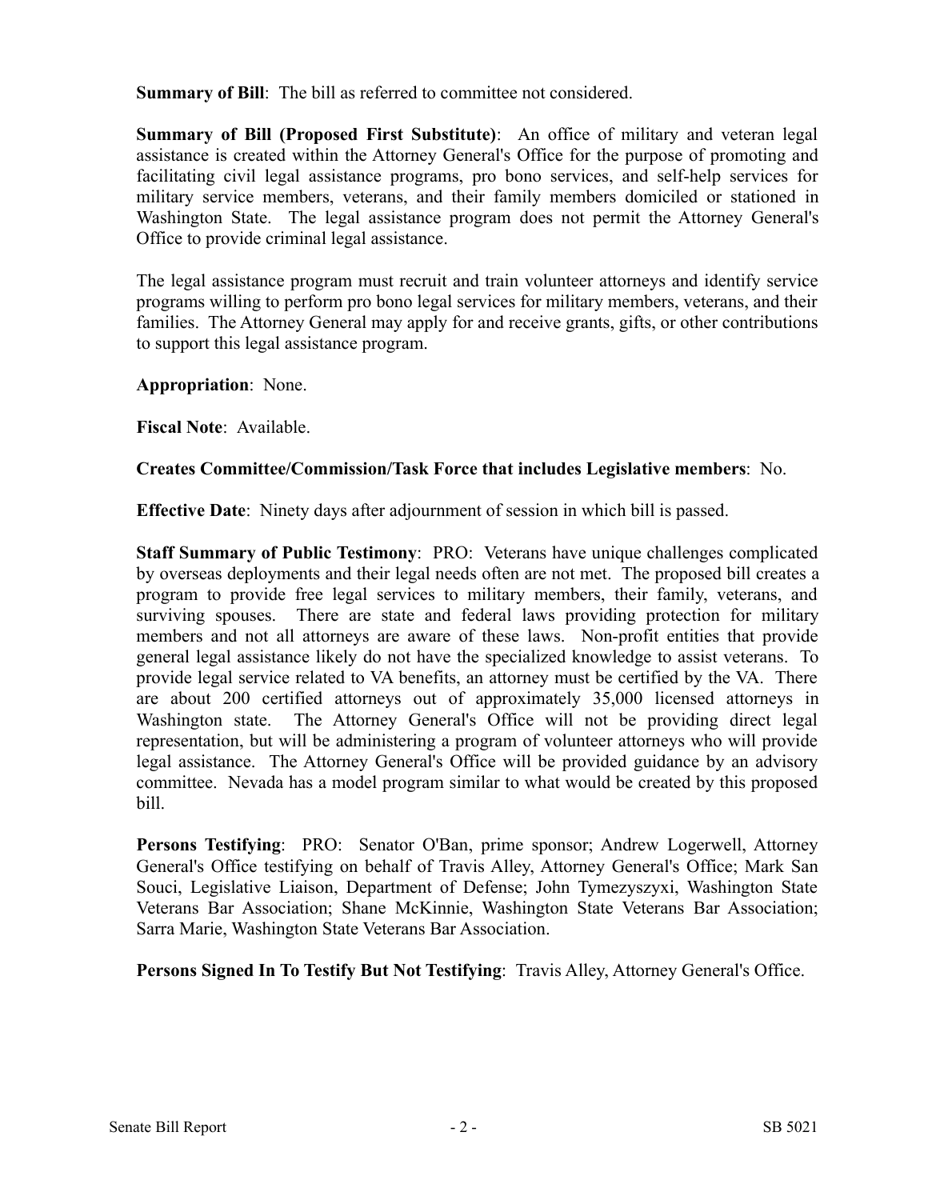**Summary of Bill**: The bill as referred to committee not considered.

**Summary of Bill (Proposed First Substitute)**: An office of military and veteran legal assistance is created within the Attorney General's Office for the purpose of promoting and facilitating civil legal assistance programs, pro bono services, and self-help services for military service members, veterans, and their family members domiciled or stationed in Washington State. The legal assistance program does not permit the Attorney General's Office to provide criminal legal assistance.

The legal assistance program must recruit and train volunteer attorneys and identify service programs willing to perform pro bono legal services for military members, veterans, and their families. The Attorney General may apply for and receive grants, gifts, or other contributions to support this legal assistance program.

**Appropriation**: None.

**Fiscal Note**: Available.

**Creates Committee/Commission/Task Force that includes Legislative members**: No.

**Effective Date**: Ninety days after adjournment of session in which bill is passed.

**Staff Summary of Public Testimony**: PRO: Veterans have unique challenges complicated by overseas deployments and their legal needs often are not met. The proposed bill creates a program to provide free legal services to military members, their family, veterans, and surviving spouses. There are state and federal laws providing protection for military members and not all attorneys are aware of these laws. Non-profit entities that provide general legal assistance likely do not have the specialized knowledge to assist veterans. To provide legal service related to VA benefits, an attorney must be certified by the VA. There are about 200 certified attorneys out of approximately 35,000 licensed attorneys in Washington state. The Attorney General's Office will not be providing direct legal representation, but will be administering a program of volunteer attorneys who will provide legal assistance. The Attorney General's Office will be provided guidance by an advisory committee. Nevada has a model program similar to what would be created by this proposed bill.

**Persons Testifying**: PRO: Senator O'Ban, prime sponsor; Andrew Logerwell, Attorney General's Office testifying on behalf of Travis Alley, Attorney General's Office; Mark San Souci, Legislative Liaison, Department of Defense; John Tymezyszyxi, Washington State Veterans Bar Association; Shane McKinnie, Washington State Veterans Bar Association; Sarra Marie, Washington State Veterans Bar Association.

**Persons Signed In To Testify But Not Testifying**: Travis Alley, Attorney General's Office.